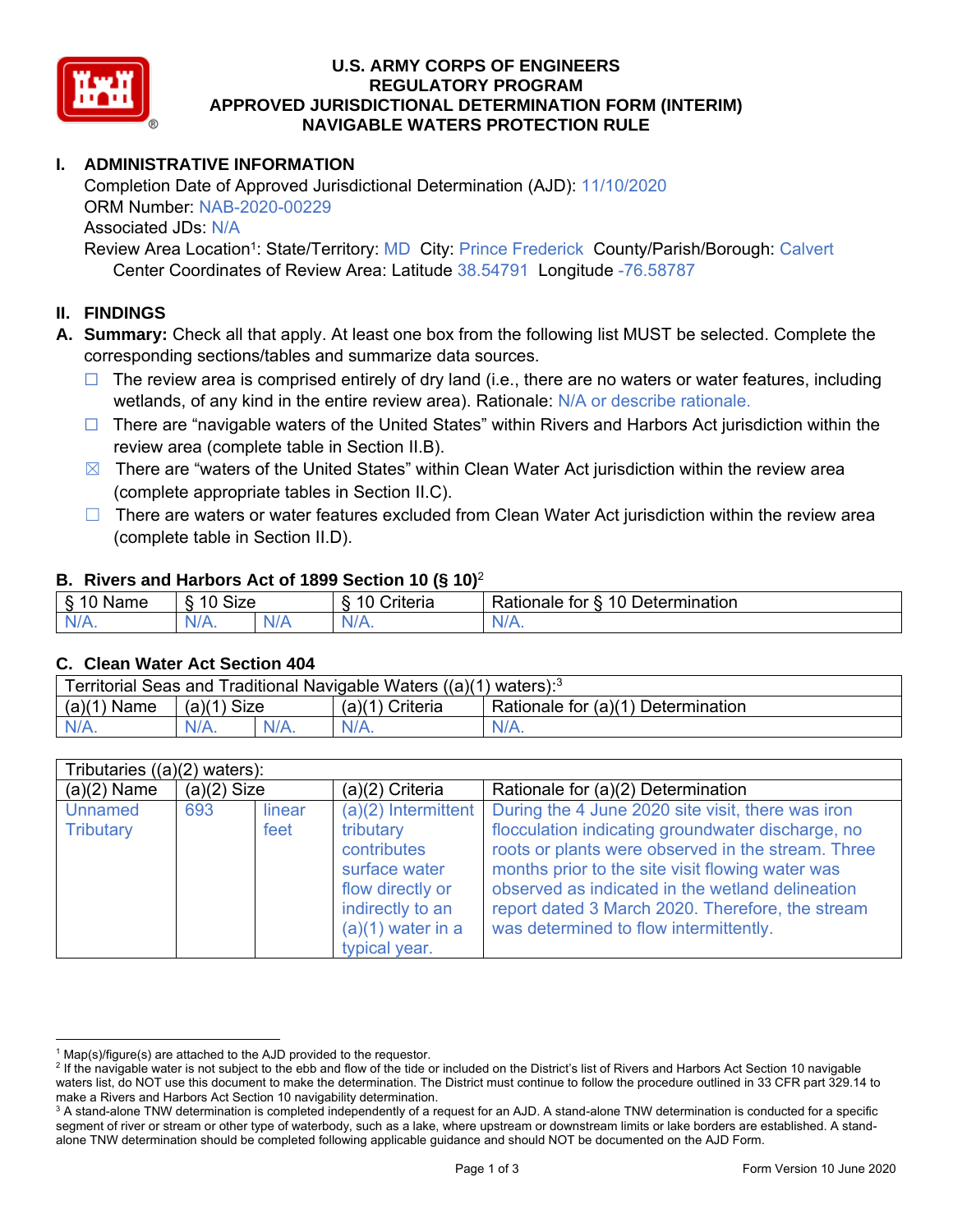# U.S. ARMY CORPS OF ENGINEERS
# REGULATORY PROGRAM
# APPROVED JURISDICTIONAL DETERMINATION FORM (INTERIM)
# NAVIGABLE WATERS PROTECTION RULE

## I. ADMINISTRATIVE INFORMATION

Completion Date of Approved Jurisdictional Determination (AJD): 11/10/2020
ORM Number: NAB-2020-00229
Associated JDs: N/A
Review Area Location[1]: State/Territory: MD City: Prince Frederick County/Parish/Borough: Calvert
Center Coordinates of Review Area: Latitude 38.54791 Longitude -76.58787

## II. FINDINGS

**A. Summary:** Check all that apply. At least one box from the following list MUST be selected. Complete the corresponding sections/tables and summarize data sources.

- ☐ The review area is comprised entirely of dry land (i.e., there are no waters or water features, including wetlands, of any kind in the entire review area). Rationale: N/A or describe rationale.
- ☐ There are "navigable waters of the United States" within Rivers and Harbors Act jurisdiction within the review area (complete table in Section II.B).
- ☒ There are "waters of the United States" within Clean Water Act jurisdiction within the review area (complete appropriate tables in Section II.C).
- ☐ There are waters or water features excluded from Clean Water Act jurisdiction within the review area (complete table in Section II.D).

### B. Rivers and Harbors Act of 1899 Section 10 (§ 10)[2]

| § 10 Name | § 10 Size | | § 10 Criteria | Rationale for § 10 Determination |
|---|---|---|---|---|
| N/A. | N/A. | N/A | N/A. | N/A. |

### C. Clean Water Act Section 404

| Territorial Seas and Traditional Navigable Waters ((a)(1) waters):[3] | | | | |
|---|---|---|---|---|
| (a)(1) Name | (a)(1) Size | | (a)(1) Criteria | Rationale for (a)(1) Determination |
| N/A. | N/A. | N/A. | N/A. | N/A. |

| Tributaries ((a)(2) waters): | | | | |
|---|---|---|---|---|
| (a)(2) Name | (a)(2) Size | | (a)(2) Criteria | Rationale for (a)(2) Determination |
| Unnamed Tributary | 693 | linear feet | (a)(2) Intermittent tributary contributes surface water flow directly or indirectly to an (a)(1) water in a typical year. | During the 4 June 2020 site visit, there was iron flocculation indicating groundwater discharge, no roots or plants were observed in the stream. Three months prior to the site visit flowing water was observed as indicated in the wetland delineation report dated 3 March 2020. Therefore, the stream was determined to flow intermittently. |

---

[1] Map(s)/figure(s) are attached to the AJD provided to the requestor.
[2] If the navigable water is not subject to the ebb and flow of the tide or included on the District's list of Rivers and Harbors Act Section 10 navigable waters list, do NOT use this document to make the determination. The District must continue to follow the procedure outlined in 33 CFR part 329.14 to make a Rivers and Harbors Act Section 10 navigability determination.
[3] A stand-alone TNW determination is completed independently of a request for an AJD. A stand-alone TNW determination is conducted for a specific segment of river or stream or other type of waterbody, such as a lake, where upstream or downstream limits or lake borders are established. A stand-alone TNW determination should be completed following applicable guidance and should NOT be documented on the AJD Form.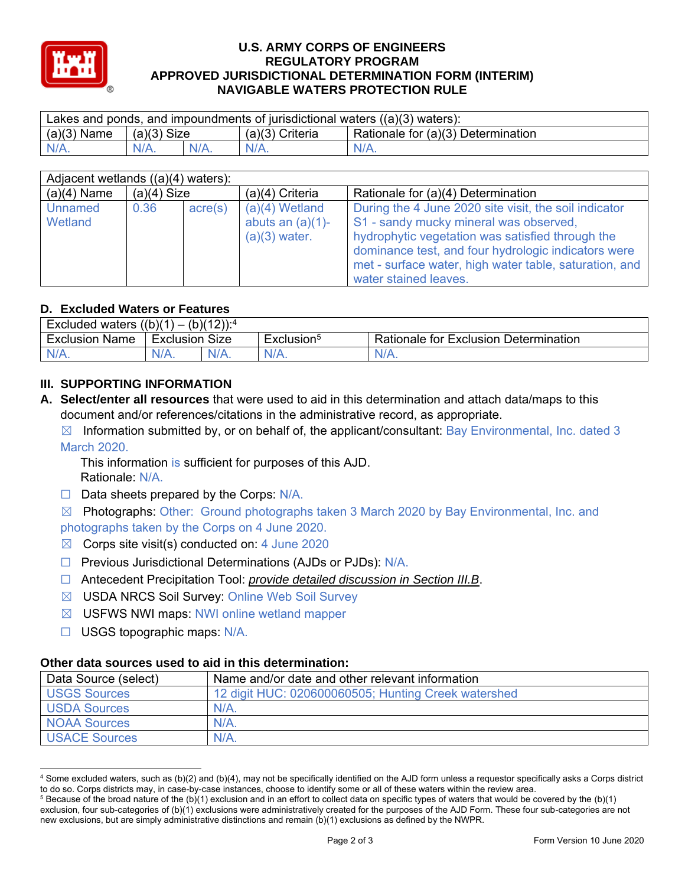# U.S. ARMY CORPS OF ENGINEERS
# REGULATORY PROGRAM
# APPROVED JURISDICTIONAL DETERMINATION FORM (INTERIM)
# NAVIGABLE WATERS PROTECTION RULE

| Lakes and ponds, and impoundments of jurisdictional waters ((a)(3) waters): | | | | |
|---|---|---|---|---|
| (a)(3) Name | (a)(3) Size | | (a)(3) Criteria | Rationale for (a)(3) Determination |
| N/A. | N/A. | N/A. | N/A. | N/A. |

| Adjacent wetlands ((a)(4) waters): | | | | |
|---|---|---|---|---|
| (a)(4) Name | (a)(4) Size | | (a)(4) Criteria | Rationale for (a)(4) Determination |
| Unnamed Wetland | 0.36 | acre(s) | (a)(4) Wetland abuts an (a)(1)-(a)(3) water. | During the 4 June 2020 site visit, the soil indicator S1 - sandy mucky mineral was observed, hydrophytic vegetation was satisfied through the dominance test, and four hydrologic indicators were met - surface water, high water table, saturation, and water stained leaves. |

## D. Excluded Waters or Features

| Excluded waters ((b)(1) – (b)(12)):[4] | | | | |
|---|---|---|---|---|
| Exclusion Name | Exclusion Size | | Exclusion[5] | Rationale for Exclusion Determination |
| N/A. | N/A. | N/A. | N/A. | N/A. |

## III. SUPPORTING INFORMATION

**A. Select/enter all resources** that were used to aid in this determination and attach data/maps to this document and/or references/citations in the administrative record, as appropriate.

☒ Information submitted by, or on behalf of, the applicant/consultant: Bay Environmental, Inc. dated 3 March 2020.
This information is sufficient for purposes of this AJD.
Rationale: N/A.

☐ Data sheets prepared by the Corps: N/A.

☒ Photographs: Other: Ground photographs taken 3 March 2020 by Bay Environmental, Inc. and photographs taken by the Corps on 4 June 2020.

☒ Corps site visit(s) conducted on: 4 June 2020

☐ Previous Jurisdictional Determinations (AJDs or PJDs): N/A.

☐ Antecedent Precipitation Tool: *provide detailed discussion in Section III.B*.

☒ USDA NRCS Soil Survey: Online Web Soil Survey

☒ USFWS NWI maps: NWI online wetland mapper

☐ USGS topographic maps: N/A.

### Other data sources used to aid in this determination:

| Data Source (select) | Name and/or date and other relevant information |
|---|---|
| USGS Sources | 12 digit HUC: 020600060505; Hunting Creek watershed |
| USDA Sources | N/A. |
| NOAA Sources | N/A. |
| USACE Sources | N/A. |

---

[4] Some excluded waters, such as (b)(2) and (b)(4), may not be specifically identified on the AJD form unless a requestor specifically asks a Corps district to do so. Corps districts may, in case-by-case instances, choose to identify some or all of these waters within the review area.

[5] Because of the broad nature of the (b)(1) exclusion and in an effort to collect data on specific types of waters that would be covered by the (b)(1) exclusion, four sub-categories of (b)(1) exclusions were administratively created for the purposes of the AJD Form. These four sub-categories are not new exclusions, but are simply administrative distinctions and remain (b)(1) exclusions as defined by the NWPR.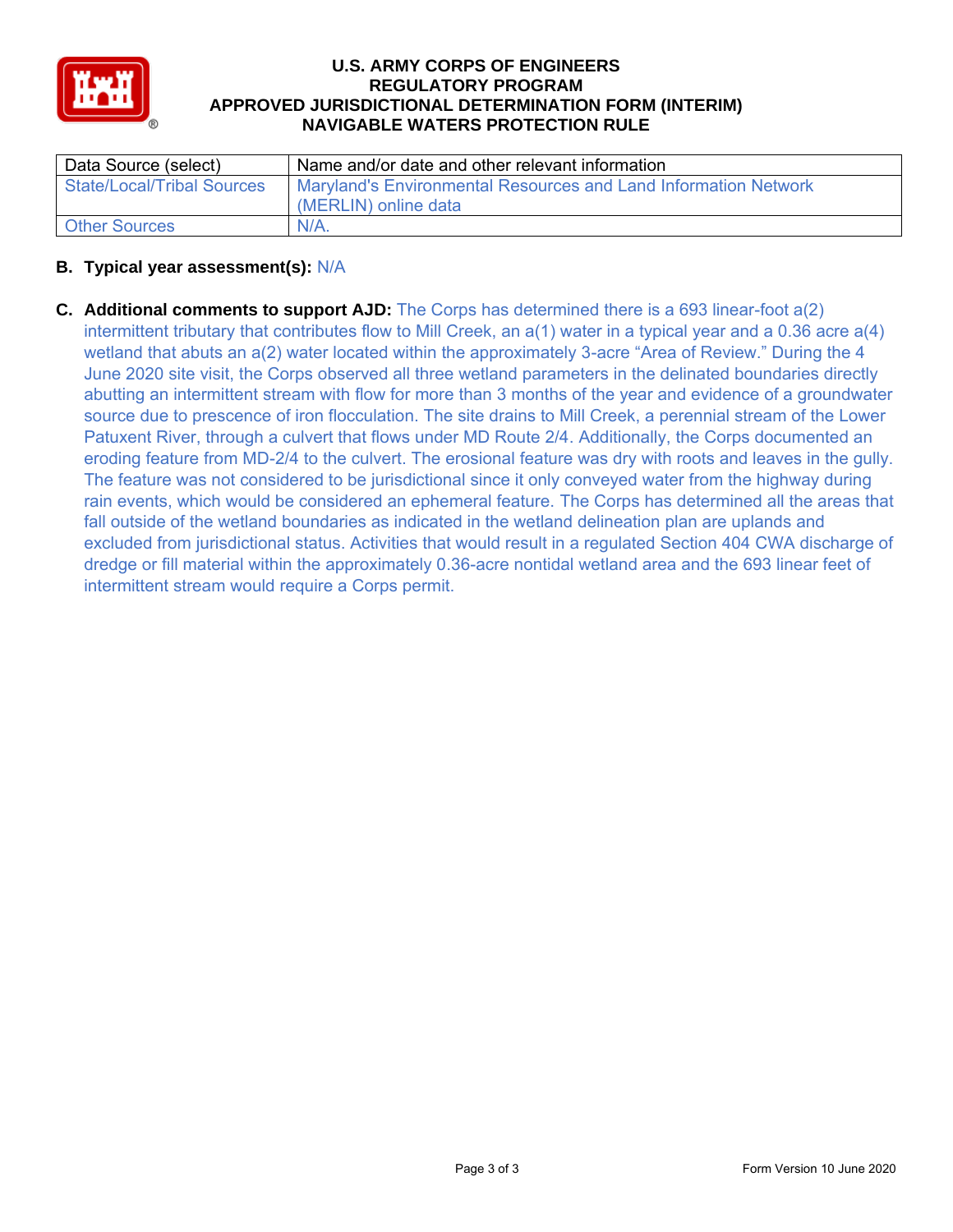**U.S. ARMY CORPS OF ENGINEERS**
**REGULATORY PROGRAM**
**APPROVED JURISDICTIONAL DETERMINATION FORM (INTERIM)**
**NAVIGABLE WATERS PROTECTION RULE**

| Data Source (select) | Name and/or date and other relevant information |
| --- | --- |
| State/Local/Tribal Sources | Maryland's Environmental Resources and Land Information Network (MERLIN) online data |
| Other Sources | N/A. |

**B. Typical year assessment(s):** N/A

**C. Additional comments to support AJD:** The Corps has determined there is a 693 linear-foot a(2) intermittent tributary that contributes flow to Mill Creek, an a(1) water in a typical year and a 0.36 acre a(4) wetland that abuts an a(2) water located within the approximately 3-acre "Area of Review." During the 4 June 2020 site visit, the Corps observed all three wetland parameters in the delinated boundaries directly abutting an intermittent stream with flow for more than 3 months of the year and evidence of a groundwater source due to prescence of iron flocculation. The site drains to Mill Creek, a perennial stream of the Lower Patuxent River, through a culvert that flows under MD Route 2/4. Additionally, the Corps documented an eroding feature from MD-2/4 to the culvert. The erosional feature was dry with roots and leaves in the gully. The feature was not considered to be jurisdictional since it only conveyed water from the highway during rain events, which would be considered an ephemeral feature. The Corps has determined all the areas that fall outside of the wetland boundaries as indicated in the wetland delineation plan are uplands and excluded from jurisdictional status. Activities that would result in a regulated Section 404 CWA discharge of dredge or fill material within the approximately 0.36-acre nontidal wetland area and the 693 linear feet of intermittent stream would require a Corps permit.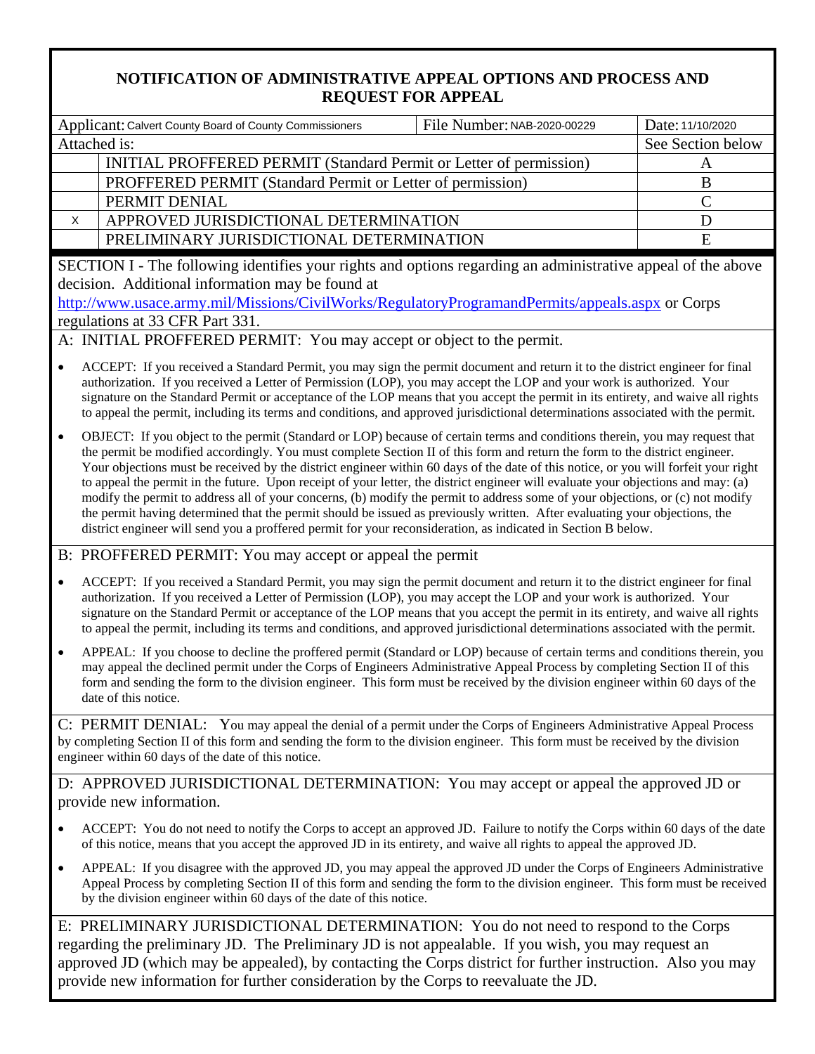## NOTIFICATION OF ADMINISTRATIVE APPEAL OPTIONS AND PROCESS AND REQUEST FOR APPEAL

| Applicant: Calvert County Board of County Commissioners | | File Number: NAB-2020-00229 | Date: 11/10/2020 |
|---|---|---|---|
| Attached is: | | | See Section below |
| | INITIAL PROFFERED PERMIT (Standard Permit or Letter of permission) | | A |
| | PROFFERED PERMIT (Standard Permit or Letter of permission) | | B |
| | PERMIT DENIAL | | C |
| X | APPROVED JURISDICTIONAL DETERMINATION | | D |
| | PRELIMINARY JURISDICTIONAL DETERMINATION | | E |

SECTION I - The following identifies your rights and options regarding an administrative appeal of the above decision. Additional information may be found at http://www.usace.army.mil/Missions/CivilWorks/RegulatoryProgramandPermits/appeals.aspx or Corps regulations at 33 CFR Part 331.

A: INITIAL PROFFERED PERMIT: You may accept or object to the permit.

- ACCEPT: If you received a Standard Permit, you may sign the permit document and return it to the district engineer for final authorization. If you received a Letter of Permission (LOP), you may accept the LOP and your work is authorized. Your signature on the Standard Permit or acceptance of the LOP means that you accept the permit in its entirety, and waive all rights to appeal the permit, including its terms and conditions, and approved jurisdictional determinations associated with the permit.
- OBJECT: If you object to the permit (Standard or LOP) because of certain terms and conditions therein, you may request that the permit be modified accordingly. You must complete Section II of this form and return the form to the district engineer. Your objections must be received by the district engineer within 60 days of the date of this notice, or you will forfeit your right to appeal the permit in the future. Upon receipt of your letter, the district engineer will evaluate your objections and may: (a) modify the permit to address all of your concerns, (b) modify the permit to address some of your objections, or (c) not modify the permit having determined that the permit should be issued as previously written. After evaluating your objections, the district engineer will send you a proffered permit for your reconsideration, as indicated in Section B below.

B: PROFFERED PERMIT: You may accept or appeal the permit

- ACCEPT: If you received a Standard Permit, you may sign the permit document and return it to the district engineer for final authorization. If you received a Letter of Permission (LOP), you may accept the LOP and your work is authorized. Your signature on the Standard Permit or acceptance of the LOP means that you accept the permit in its entirety, and waive all rights to appeal the permit, including its terms and conditions, and approved jurisdictional determinations associated with the permit.
- APPEAL: If you choose to decline the proffered permit (Standard or LOP) because of certain terms and conditions therein, you may appeal the declined permit under the Corps of Engineers Administrative Appeal Process by completing Section II of this form and sending the form to the division engineer. This form must be received by the division engineer within 60 days of the date of this notice.

C: PERMIT DENIAL: You may appeal the denial of a permit under the Corps of Engineers Administrative Appeal Process by completing Section II of this form and sending the form to the division engineer. This form must be received by the division engineer within 60 days of the date of this notice.

D: APPROVED JURISDICTIONAL DETERMINATION: You may accept or appeal the approved JD or provide new information.

- ACCEPT: You do not need to notify the Corps to accept an approved JD. Failure to notify the Corps within 60 days of the date of this notice, means that you accept the approved JD in its entirety, and waive all rights to appeal the approved JD.
- APPEAL: If you disagree with the approved JD, you may appeal the approved JD under the Corps of Engineers Administrative Appeal Process by completing Section II of this form and sending the form to the division engineer. This form must be received by the division engineer within 60 days of the date of this notice.

E: PRELIMINARY JURISDICTIONAL DETERMINATION: You do not need to respond to the Corps regarding the preliminary JD. The Preliminary JD is not appealable. If you wish, you may request an approved JD (which may be appealed), by contacting the Corps district for further instruction. Also you may provide new information for further consideration by the Corps to reevaluate the JD.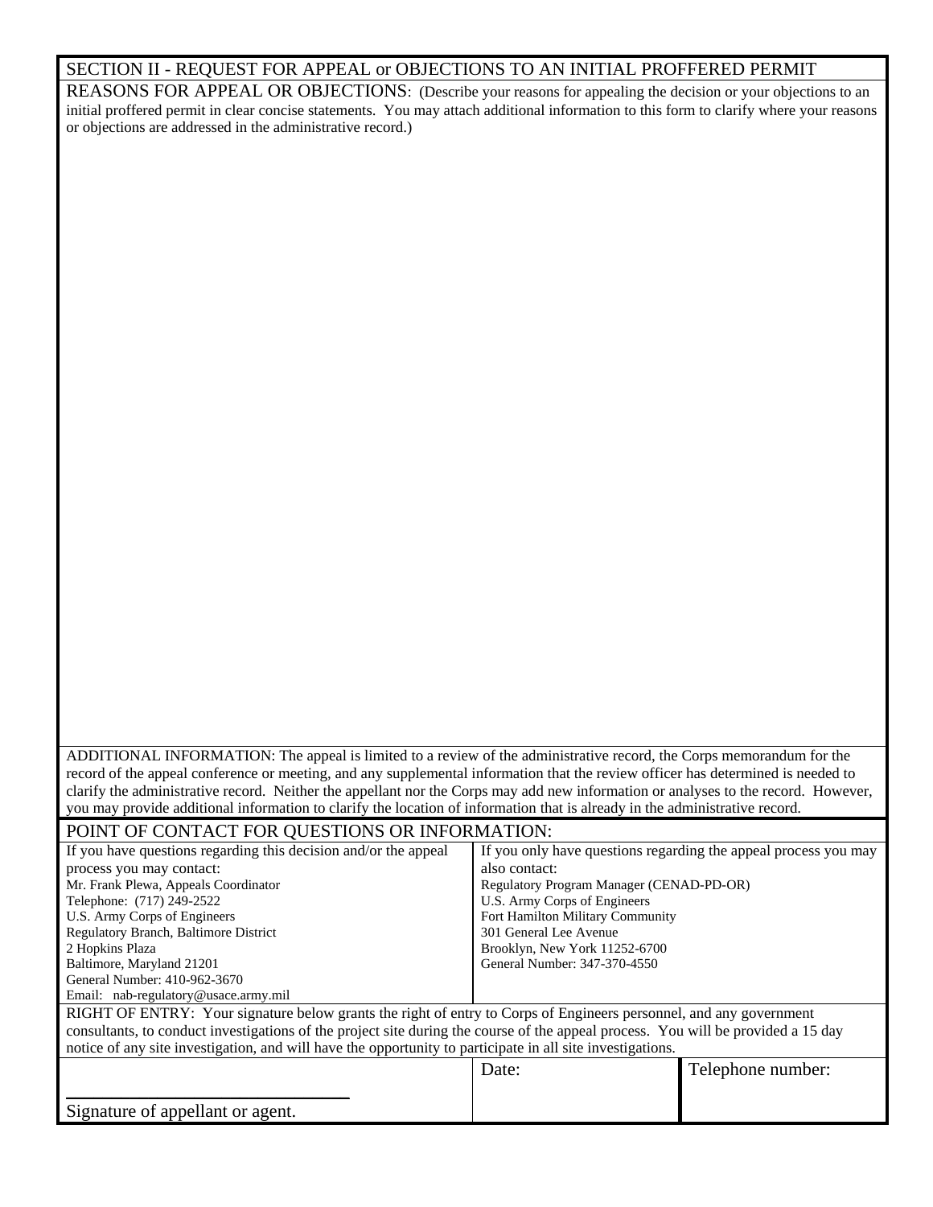## SECTION II - REQUEST FOR APPEAL or OBJECTIONS TO AN INITIAL PROFFERED PERMIT

REASONS FOR APPEAL OR OBJECTIONS: (Describe your reasons for appealing the decision or your objections to an initial proffered permit in clear concise statements. You may attach additional information to this form to clarify where your reasons or objections are addressed in the administrative record.)

ADDITIONAL INFORMATION: The appeal is limited to a review of the administrative record, the Corps memorandum for the record of the appeal conference or meeting, and any supplemental information that the review officer has determined is needed to clarify the administrative record. Neither the appellant nor the Corps may add new information or analyses to the record. However, you may provide additional information to clarify the location of information that is already in the administrative record.

## POINT OF CONTACT FOR QUESTIONS OR INFORMATION:

| If you have questions regarding this decision and/or the appeal process you may contact: | If you only have questions regarding the appeal process you may also contact: |
|---|---|
| Mr. Frank Plewa, Appeals Coordinator<br>Telephone: (717) 249-2522<br>U.S. Army Corps of Engineers<br>Regulatory Branch, Baltimore District<br>2 Hopkins Plaza<br>Baltimore, Maryland 21201<br>General Number: 410-962-3670<br>Email: nab-regulatory@usace.army.mil | Regulatory Program Manager (CENAD-PD-OR)<br>U.S. Army Corps of Engineers<br>Fort Hamilton Military Community<br>301 General Lee Avenue<br>Brooklyn, New York 11252-6700<br>General Number: 347-370-4550 |

RIGHT OF ENTRY: Your signature below grants the right of entry to Corps of Engineers personnel, and any government consultants, to conduct investigations of the project site during the course of the appeal process. You will be provided a 15 day notice of any site investigation, and will have the opportunity to participate in all site investigations.

| _______________________________<br>Signature of appellant or agent. | Date: | Telephone number: |
|---|---|---|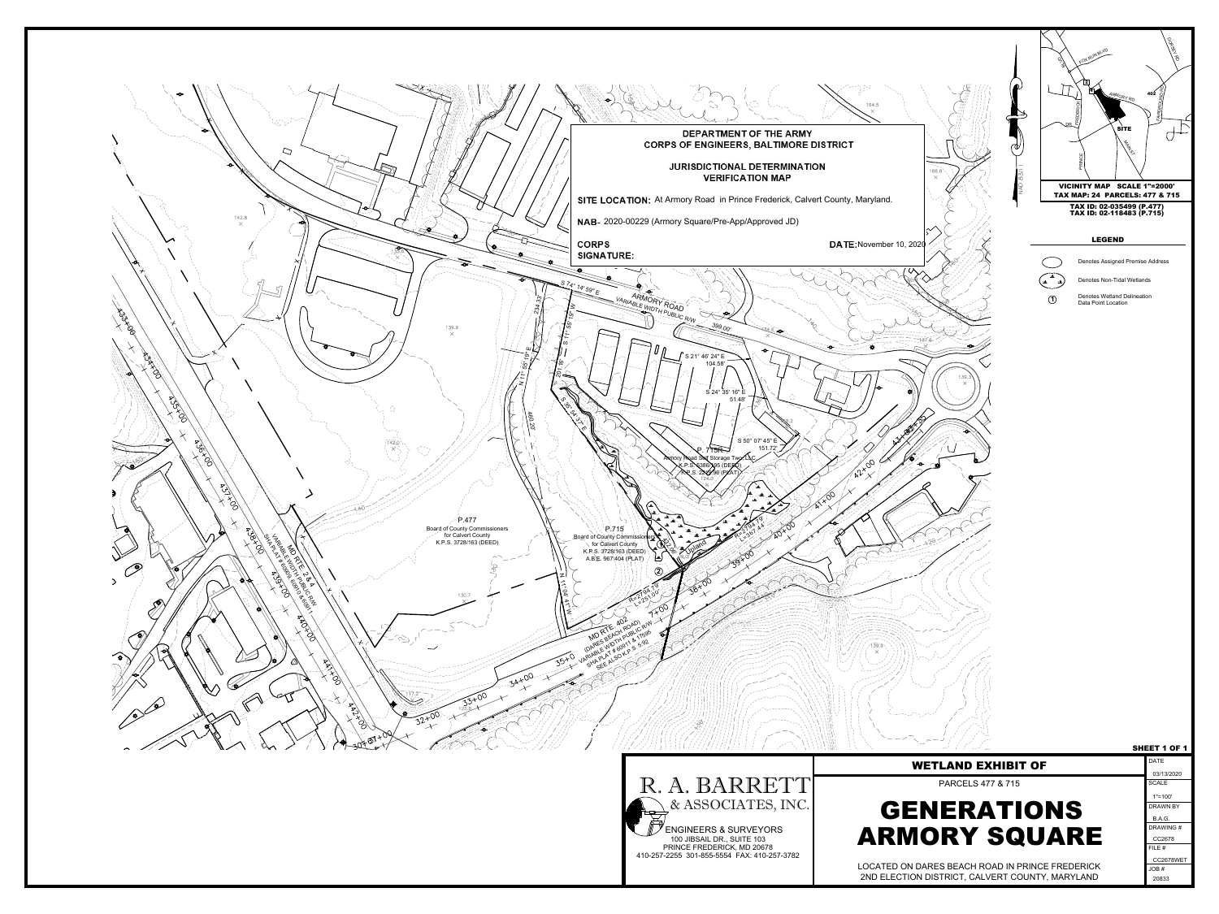## DEPARTMENT OF THE ARMY
## CORPS OF ENGINEERS, BALTIMORE DISTRICT

### JURISDICTIONAL DETERMINATION
### VERIFICATION MAP

**SITE LOCATION:** At Armory Road in Prince Frederick, Calvert County, Maryland.

**NAB-** 2020-00229 (Armory Square/Pre-App/Approved JD)

**CORPS SIGNATURE:**

**DATE:** November 10, 2020

ARMORY ROAD
VARIABLE WIDTH PUBLIC R/W

S 74° 14' 59" E
399.00'

S 11° 55' 19" W
234.33'

N 11° 55' 19" E
460.20'

S 21° 46' 24" E
104.58'

S 24° 35' 16" E
51.48'

S 50° 07' 45" E
151.72'

N 11° 06' 41" W

P.477
Board of County Commissioners
for Calvert County
K.P.S. 3728/163 (DEED)

P.715
Board of County Commissioners
for Calvert County
K.P.S. 3728/163 (DEED)
A.B.E. 967/404 (PLAT)

P.715A
Armory Road Self Storage Two, LLC
K.P.S. 5386/385 (DEED)
K.P.S. 22/396 (PLAT)

Upland

MD RTE. 2 & 4
VARIABLE WIDTH PUBLIC R/W
SHA PLAT # 6860, 6863 & 6871

MD RTE. 402
(DARES BEACH ROAD)
VARIABLE WIDTH PUBLIC R/W
SHA PLAT # 60911 & 17598
SEE ALSO K.P.S. 5.92

R=2794.79
L=251.00'

R=2794.79
L=387.44'

VICINITY MAP SCALE 1"=2000'
TAX MAP: 24 PARCELS: 477 & 715
TAX ID: 02-035499 (P.477)
TAX ID: 02-118483 (P.715)

NAD 83

### LEGEND

- Denotes Assigned Premise Address
- Denotes Non-Tidal Wetlands
- ① Denotes Wetland Delineation Data Point Location

SHEET 1 OF 1

R. A. BARRETT & ASSOCIATES, INC.
ENGINEERS & SURVEYORS
100 JIBSAIL DR., SUITE 103
PRINCE FREDERICK, MD 20678
410-257-2255 301-855-5554 FAX: 410-257-3782

## WETLAND EXHIBIT OF
PARCELS 477 & 715

# GENERATIONS ARMORY SQUARE

LOCATED ON DARES BEACH ROAD IN PRINCE FREDERICK
2ND ELECTION DISTRICT, CALVERT COUNTY, MARYLAND

| | |
|---|---|
| DATE | 03/13/2020 |
| SCALE | 1"=100' |
| DRAWN BY | B.A.G. |
| DRAWING # | CC2678 |
| FILE # | CC2678WET |
| JOB # | 20833 |